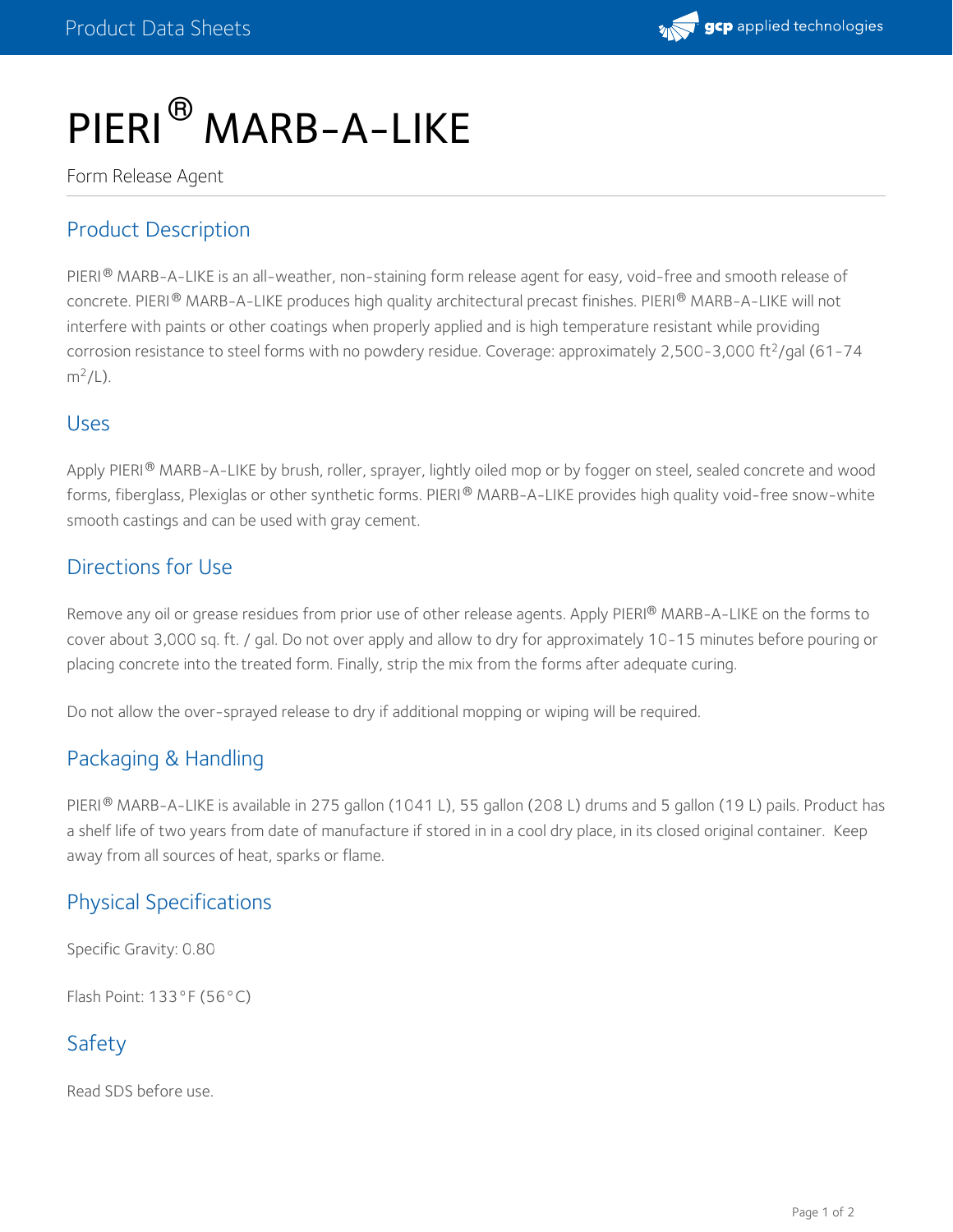# PIERI® MARB-A-LIKE

Form Release Agent

## Product Description

PIERI® MARB-A-LIKE is an all-weather, non-staining form release agent for easy, void-free and smooth release of concrete. PIERI® MARB-A-LIKE produces high quality architectural precast finishes. PIERI® MARB-A-LIKE will not interfere with paints or other coatings when properly applied and is high temperature resistant while providing corrosion resistance to steel forms with no powdery residue. Coverage: approximately 2,500-3,000 $ft^2$/gal (61-74 $m^2$/L).

## Uses

Apply PIERI® MARB-A-LIKE by brush, roller, sprayer, lightly oiled mop or by fogger on steel, sealed concrete and wood forms, fiberglass, Plexiglas or other synthetic forms. PIERI® MARB-A-LIKE provides high quality void-free snow-white smooth castings and can be used with gray cement.

## Directions for Use

Remove any oil or grease residues from prior use of other release agents. Apply PIERI® MARB-A-LIKE on the forms to cover about 3,000 sq. ft. / gal. Do not over apply and allow to dry for approximately 10-15 minutes before pouring or placing concrete into the treated form. Finally, strip the mix from the forms after adequate curing.

Do not allow the over-sprayed release to dry if additional mopping or wiping will be required.

## Packaging & Handling

PIERI® MARB-A-LIKE is available in 275 gallon (1041 L), 55 gallon (208 L) drums and 5 gallon (19 L) pails. Product has a shelf life of two years from date of manufacture if stored in in a cool dry place, in its closed original container. Keep away from all sources of heat, sparks or flame.

## Physical Specifications

Specific Gravity: 0.80

Flash Point: 133°F (56°C)

## Safety

Read SDS before use.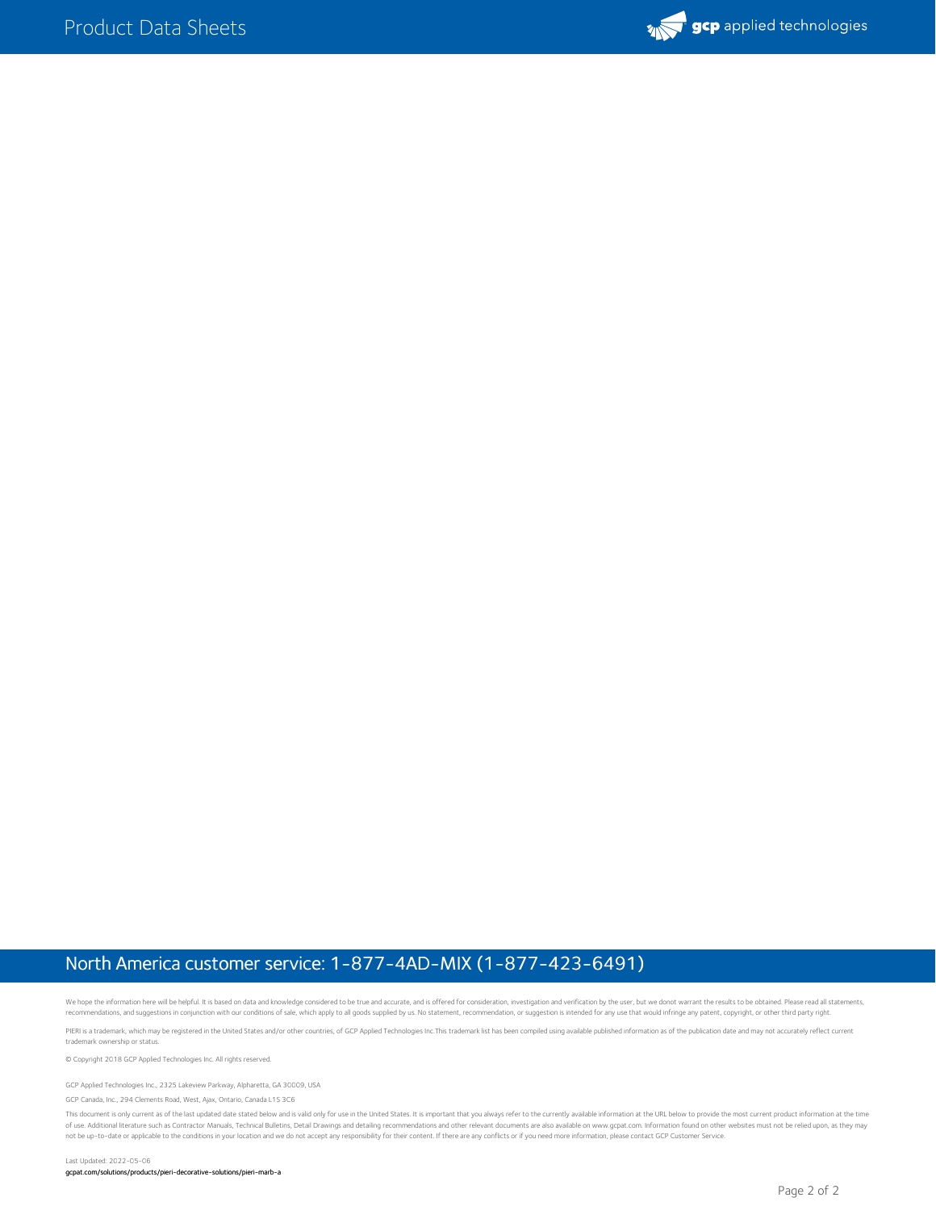## North America customer service: 1-877-4AD-MIX (1-877-423-6491)

We hope the information here will be helpful. It is based on data and knowledge considered to be true and accurate, and is offered for consideration, investigation and verification by the user, but we donot warrant the results to be obtained. Please read all statements, recommendations, and suggestions in conjunction with our conditions of sale, which apply to all goods supplied by us. No statement, recommendation, or suggestion is intended for any use that would infringe any patent, copyright, or other third party right.

PIERI is a trademark, which may be registered in the United States and/or other countries, of GCP Applied Technologies Inc.This trademark list has been compiled using available published information as of the publication date and may not accurately reflect current trademark ownership or status.

© Copyright 2018 GCP Applied Technologies Inc. All rights reserved.

GCP Applied Technologies Inc., 2325 Lakeview Parkway, Alpharetta, GA 30009, USA

GCP Canada, Inc., 294 Clements Road, West, Ajax, Ontario, Canada L1S 3C6

This document is only current as of the last updated date stated below and is valid only for use in the United States. It is important that you always refer to the currently available information at the URL below to provide the most current product information at the time of use. Additional literature such as Contractor Manuals, Technical Bulletins, Detail Drawings and detailing recommendations and other relevant documents are also available on www.gcpat.com. Information found on other websites must not be relied upon, as they may not be up-to-date or applicable to the conditions in your location and we do not accept any responsibility for their content. If there are any conflicts or if you need more information, please contact GCP Customer Service.

Last Updated: 2022-05-06

gcpat.com/solutions/products/pieri-decorative-solutions/pieri-marb-a